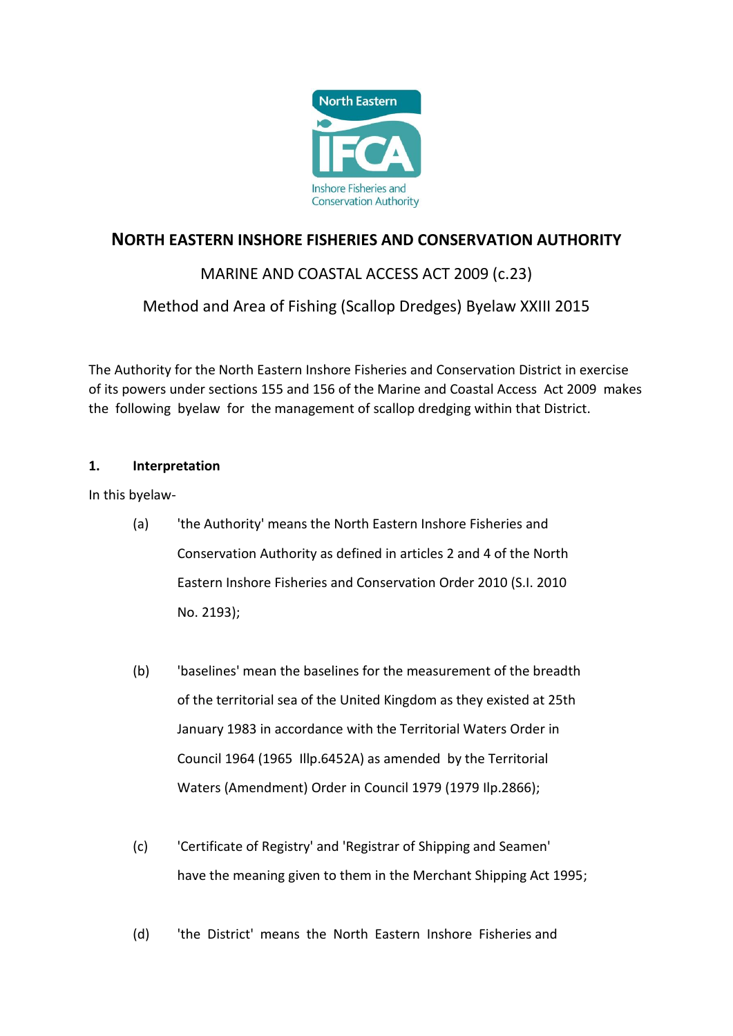North Eastern IFCA
Inshore Fisheries and Conservation Authority

# NORTH EASTERN INSHORE FISHERIES AND CONSERVATION AUTHORITY

MARINE AND COASTAL ACCESS ACT 2009 (c.23)

Method and Area of Fishing (Scallop Dredges) Byelaw XXIII 2015

The Authority for the North Eastern Inshore Fisheries and Conservation District in exercise of its powers under sections 155 and 156 of the Marine and Coastal Access Act 2009 makes the following byelaw for the management of scallop dredging within that District.

**1. Interpretation**

In this byelaw-

(a) 'the Authority' means the North Eastern Inshore Fisheries and Conservation Authority as defined in articles 2 and 4 of the North Eastern Inshore Fisheries and Conservation Order 2010 (S.I. 2010 No. 2193);

(b) 'baselines' mean the baselines for the measurement of the breadth of the territorial sea of the United Kingdom as they existed at 25th January 1983 in accordance with the Territorial Waters Order in Council 1964 (1965 Illp.6452A) as amended by the Territorial Waters (Amendment) Order in Council 1979 (1979 Ilp.2866);

(c) 'Certificate of Registry' and 'Registrar of Shipping and Seamen' have the meaning given to them in the Merchant Shipping Act 1995;

(d) 'the District' means the North Eastern Inshore Fisheries and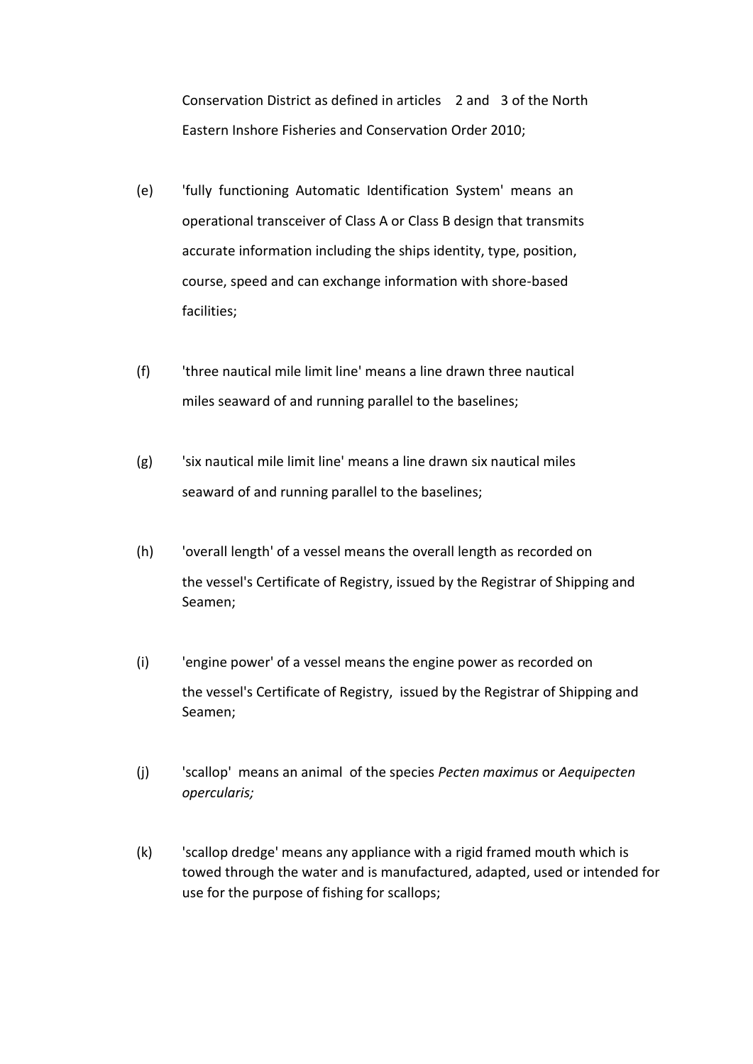Conservation District as defined in articles 2 and 3 of the North Eastern Inshore Fisheries and Conservation Order 2010;

(e) 'fully functioning Automatic Identification System' means an operational transceiver of Class A or Class B design that transmits accurate information including the ships identity, type, position, course, speed and can exchange information with shore-based facilities;

(f) 'three nautical mile limit line' means a line drawn three nautical miles seaward of and running parallel to the baselines;

(g) 'six nautical mile limit line' means a line drawn six nautical miles seaward of and running parallel to the baselines;

(h) 'overall length' of a vessel means the overall length as recorded on the vessel's Certificate of Registry, issued by the Registrar of Shipping and Seamen;

(i) 'engine power' of a vessel means the engine power as recorded on the vessel's Certificate of Registry, issued by the Registrar of Shipping and Seamen;

(j) 'scallop' means an animal of the species *Pecten maximus* or *Aequipecten opercularis;*

(k) 'scallop dredge' means any appliance with a rigid framed mouth which is towed through the water and is manufactured, adapted, used or intended for use for the purpose of fishing for scallops;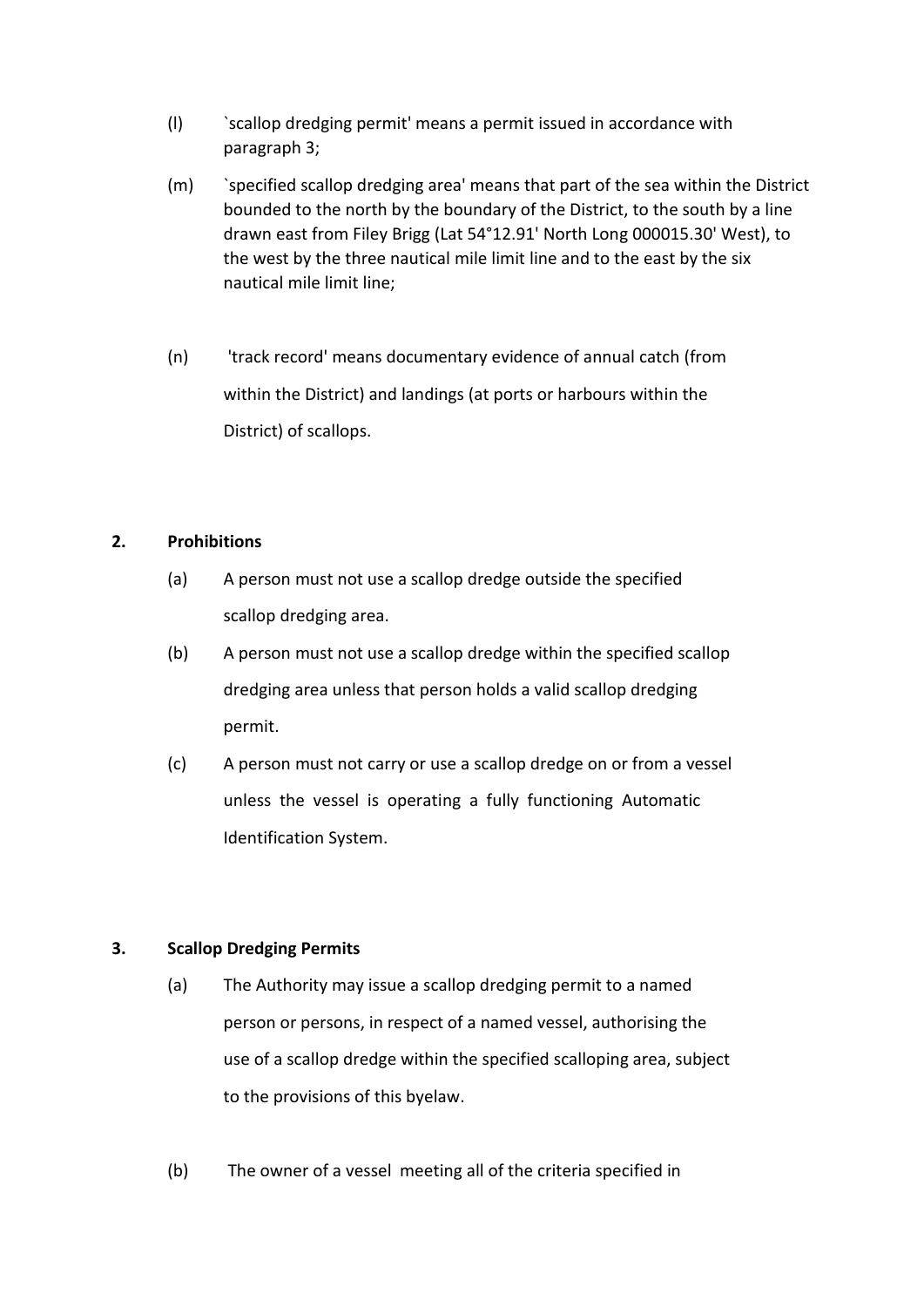(l) `scallop dredging permit' means a permit issued in accordance with paragraph 3;

(m) `specified scallop dredging area' means that part of the sea within the District bounded to the north by the boundary of the District, to the south by a line drawn east from Filey Brigg (Lat 54°12.91' North Long 000015.30' West), to the west by the three nautical mile limit line and to the east by the six nautical mile limit line;

(n) 'track record' means documentary evidence of annual catch (from within the District) and landings (at ports or harbours within the District) of scallops.

## 2. Prohibitions

(a) A person must not use a scallop dredge outside the specified scallop dredging area.

(b) A person must not use a scallop dredge within the specified scallop dredging area unless that person holds a valid scallop dredging permit.

(c) A person must not carry or use a scallop dredge on or from a vessel unless the vessel is operating a fully functioning Automatic Identification System.

## 3. Scallop Dredging Permits

(a) The Authority may issue a scallop dredging permit to a named person or persons, in respect of a named vessel, authorising the use of a scallop dredge within the specified scalloping area, subject to the provisions of this byelaw.

(b) The owner of a vessel meeting all of the criteria specified in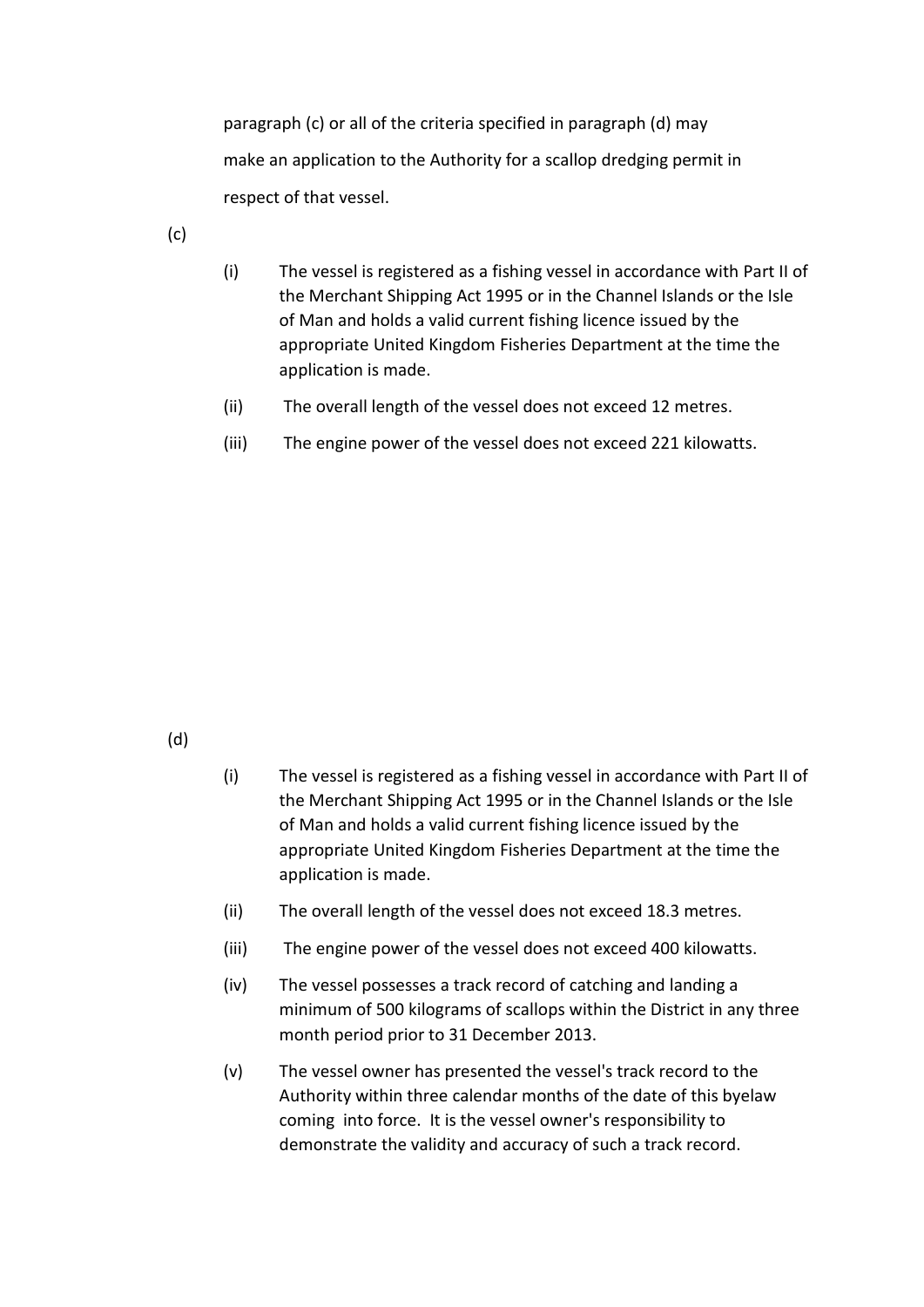paragraph (c) or all of the criteria specified in paragraph (d) may make an application to the Authority for a scallop dredging permit in respect of that vessel.

(c)

(i) The vessel is registered as a fishing vessel in accordance with Part II of the Merchant Shipping Act 1995 or in the Channel Islands or the Isle of Man and holds a valid current fishing licence issued by the appropriate United Kingdom Fisheries Department at the time the application is made.

(ii) The overall length of the vessel does not exceed 12 metres.

(iii) The engine power of the vessel does not exceed 221 kilowatts.

(d)

(i) The vessel is registered as a fishing vessel in accordance with Part II of the Merchant Shipping Act 1995 or in the Channel Islands or the Isle of Man and holds a valid current fishing licence issued by the appropriate United Kingdom Fisheries Department at the time the application is made.

(ii) The overall length of the vessel does not exceed 18.3 metres.

(iii) The engine power of the vessel does not exceed 400 kilowatts.

(iv) The vessel possesses a track record of catching and landing a minimum of 500 kilograms of scallops within the District in any three month period prior to 31 December 2013.

(v) The vessel owner has presented the vessel's track record to the Authority within three calendar months of the date of this byelaw coming into force. It is the vessel owner's responsibility to demonstrate the validity and accuracy of such a track record.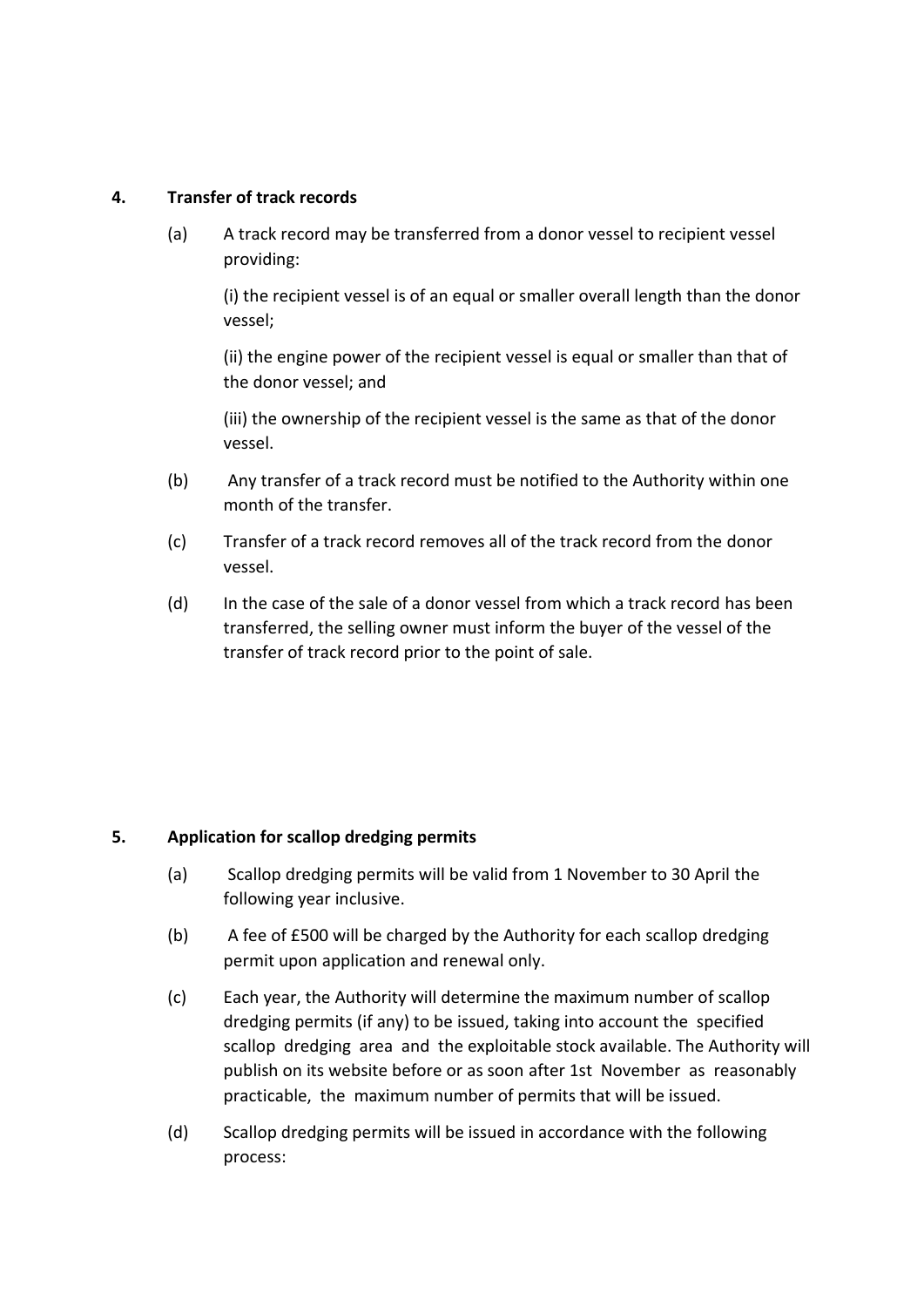## 4. Transfer of track records

(a) A track record may be transferred from a donor vessel to recipient vessel providing:

(i) the recipient vessel is of an equal or smaller overall length than the donor vessel;

(ii) the engine power of the recipient vessel is equal or smaller than that of the donor vessel; and

(iii) the ownership of the recipient vessel is the same as that of the donor vessel.

(b) Any transfer of a track record must be notified to the Authority within one month of the transfer.

(c) Transfer of a track record removes all of the track record from the donor vessel.

(d) In the case of the sale of a donor vessel from which a track record has been transferred, the selling owner must inform the buyer of the vessel of the transfer of track record prior to the point of sale.

## 5. Application for scallop dredging permits

(a) Scallop dredging permits will be valid from 1 November to 30 April the following year inclusive.

(b) A fee of £500 will be charged by the Authority for each scallop dredging permit upon application and renewal only.

(c) Each year, the Authority will determine the maximum number of scallop dredging permits (if any) to be issued, taking into account the specified scallop dredging area and the exploitable stock available. The Authority will publish on its website before or as soon after 1st November as reasonably practicable, the maximum number of permits that will be issued.

(d) Scallop dredging permits will be issued in accordance with the following process: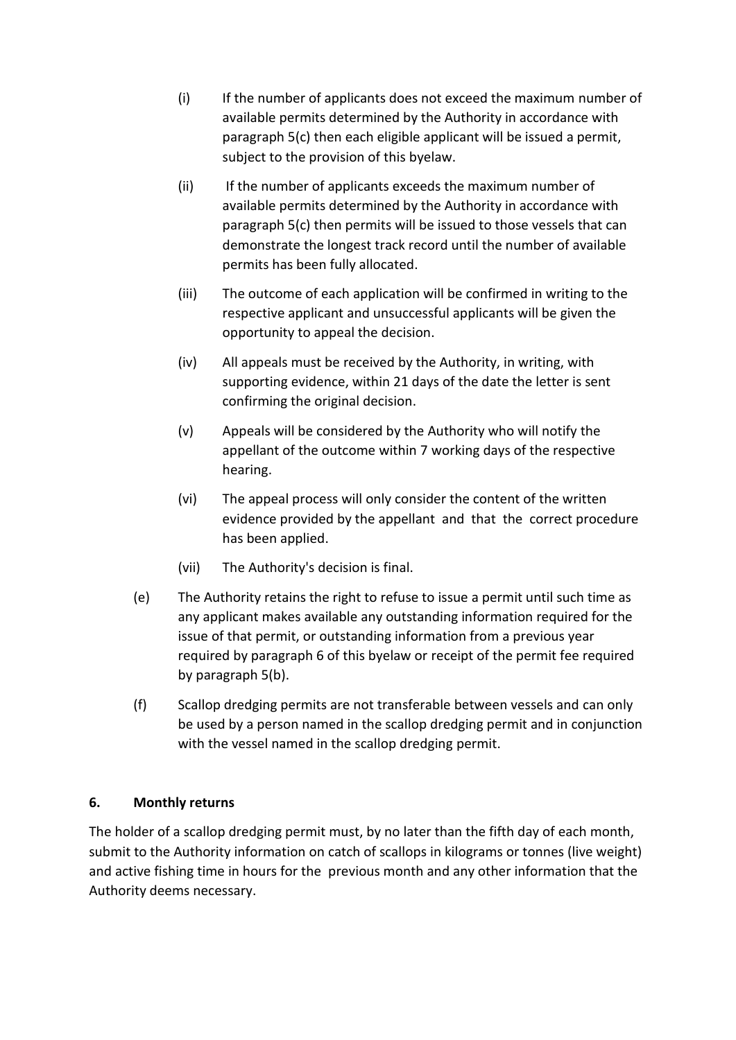(i) If the number of applicants does not exceed the maximum number of available permits determined by the Authority in accordance with paragraph 5(c) then each eligible applicant will be issued a permit, subject to the provision of this byelaw.

(ii) If the number of applicants exceeds the maximum number of available permits determined by the Authority in accordance with paragraph 5(c) then permits will be issued to those vessels that can demonstrate the longest track record until the number of available permits has been fully allocated.

(iii) The outcome of each application will be confirmed in writing to the respective applicant and unsuccessful applicants will be given the opportunity to appeal the decision.

(iv) All appeals must be received by the Authority, in writing, with supporting evidence, within 21 days of the date the letter is sent confirming the original decision.

(v) Appeals will be considered by the Authority who will notify the appellant of the outcome within 7 working days of the respective hearing.

(vi) The appeal process will only consider the content of the written evidence provided by the appellant and that the correct procedure has been applied.

(vii) The Authority's decision is final.

(e) The Authority retains the right to refuse to issue a permit until such time as any applicant makes available any outstanding information required for the issue of that permit, or outstanding information from a previous year required by paragraph 6 of this byelaw or receipt of the permit fee required by paragraph 5(b).

(f) Scallop dredging permits are not transferable between vessels and can only be used by a person named in the scallop dredging permit and in conjunction with the vessel named in the scallop dredging permit.

**6. Monthly returns**

The holder of a scallop dredging permit must, by no later than the fifth day of each month, submit to the Authority information on catch of scallops in kilograms or tonnes (live weight) and active fishing time in hours for the previous month and any other information that the Authority deems necessary.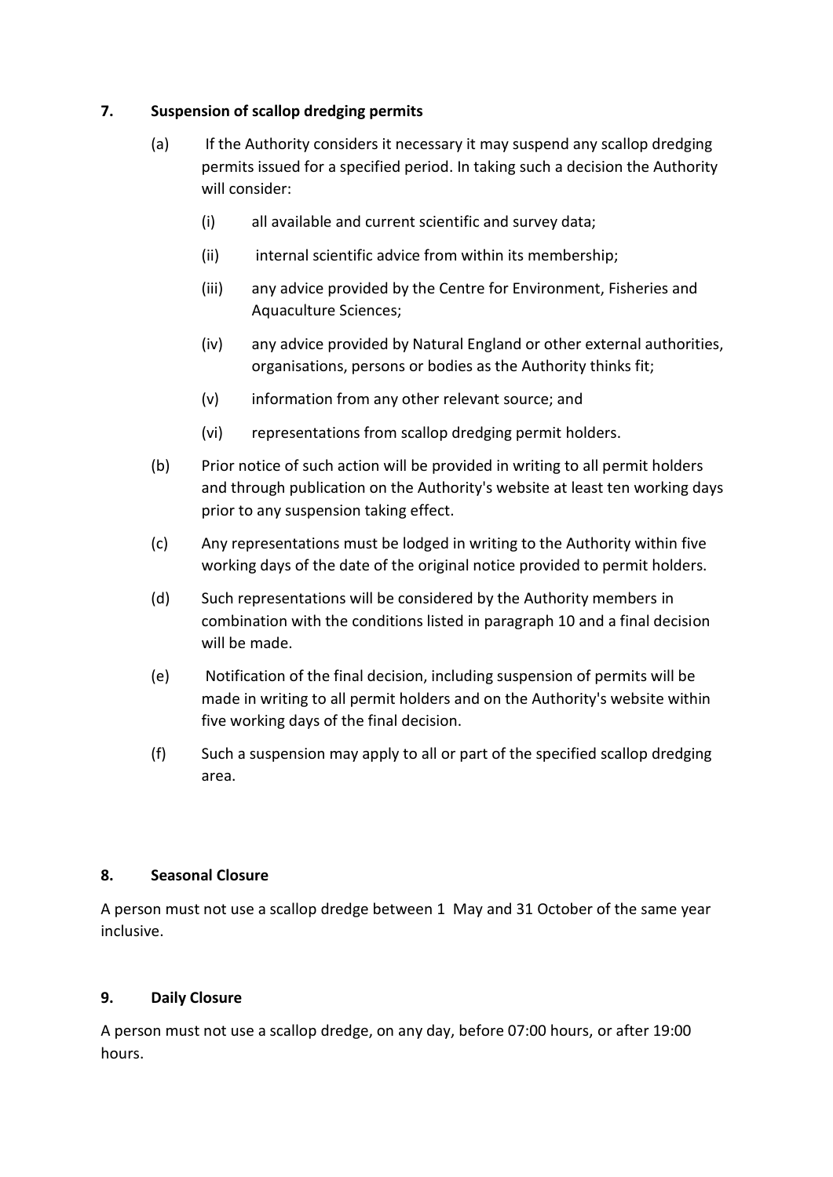## 7. Suspension of scallop dredging permits

(a) If the Authority considers it necessary it may suspend any scallop dredging permits issued for a specified period. In taking such a decision the Authority will consider:

(i) all available and current scientific and survey data;

(ii) internal scientific advice from within its membership;

(iii) any advice provided by the Centre for Environment, Fisheries and Aquaculture Sciences;

(iv) any advice provided by Natural England or other external authorities, organisations, persons or bodies as the Authority thinks fit;

(v) information from any other relevant source; and

(vi) representations from scallop dredging permit holders.

(b) Prior notice of such action will be provided in writing to all permit holders and through publication on the Authority's website at least ten working days prior to any suspension taking effect.

(c) Any representations must be lodged in writing to the Authority within five working days of the date of the original notice provided to permit holders.

(d) Such representations will be considered by the Authority members in combination with the conditions listed in paragraph 10 and a final decision will be made.

(e) Notification of the final decision, including suspension of permits will be made in writing to all permit holders and on the Authority's website within five working days of the final decision.

(f) Such a suspension may apply to all or part of the specified scallop dredging area.

## 8. Seasonal Closure

A person must not use a scallop dredge between 1 May and 31 October of the same year inclusive.

## 9. Daily Closure

A person must not use a scallop dredge, on any day, before 07:00 hours, or after 19:00 hours.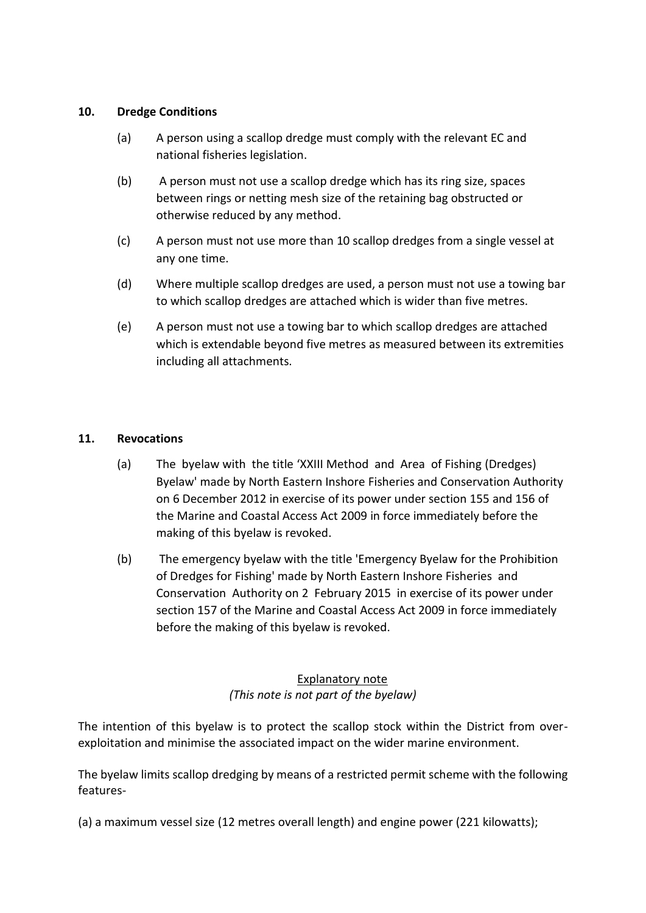## 10. Dredge Conditions

(a) A person using a scallop dredge must comply with the relevant EC and national fisheries legislation.

(b) A person must not use a scallop dredge which has its ring size, spaces between rings or netting mesh size of the retaining bag obstructed or otherwise reduced by any method.

(c) A person must not use more than 10 scallop dredges from a single vessel at any one time.

(d) Where multiple scallop dredges are used, a person must not use a towing bar to which scallop dredges are attached which is wider than five metres.

(e) A person must not use a towing bar to which scallop dredges are attached which is extendable beyond five metres as measured between its extremities including all attachments.

## 11. Revocations

(a) The byelaw with the title 'XXIII Method and Area of Fishing (Dredges) Byelaw' made by North Eastern Inshore Fisheries and Conservation Authority on 6 December 2012 in exercise of its power under section 155 and 156 of the Marine and Coastal Access Act 2009 in force immediately before the making of this byelaw is revoked.

(b) The emergency byelaw with the title 'Emergency Byelaw for the Prohibition of Dredges for Fishing' made by North Eastern Inshore Fisheries and Conservation Authority on 2 February 2015 in exercise of its power under section 157 of the Marine and Coastal Access Act 2009 in force immediately before the making of this byelaw is revoked.

<u>Explanatory note</u>

*(This note is not part of the byelaw)*

The intention of this byelaw is to protect the scallop stock within the District from over-exploitation and minimise the associated impact on the wider marine environment.

The byelaw limits scallop dredging by means of a restricted permit scheme with the following features-

(a) a maximum vessel size (12 metres overall length) and engine power (221 kilowatts);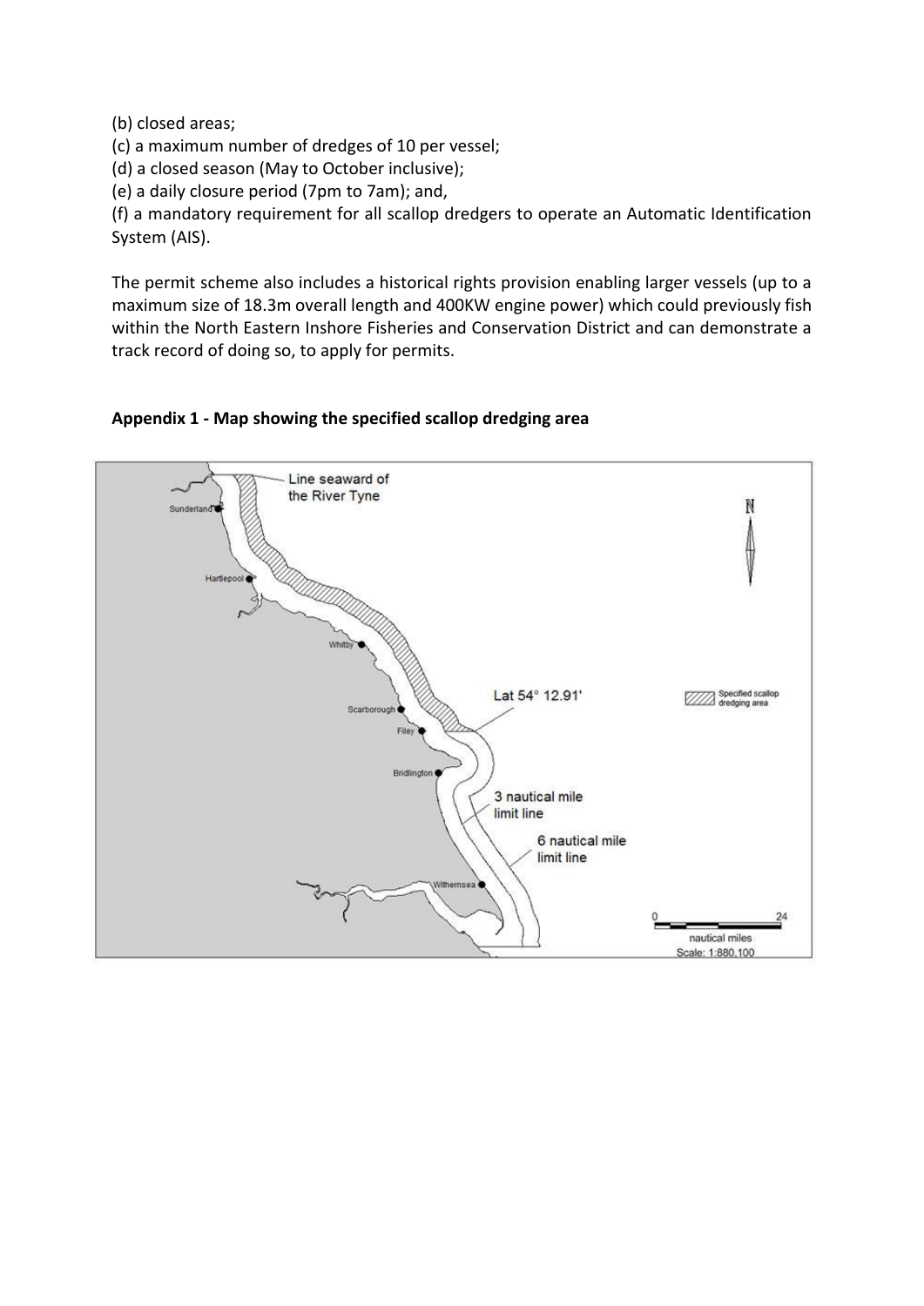(b) closed areas;

(c) a maximum number of dredges of 10 per vessel;

(d) a closed season (May to October inclusive);

(e) a daily closure period (7pm to 7am); and,

(f) a mandatory requirement for all scallop dredgers to operate an Automatic Identification System (AIS).

The permit scheme also includes a historical rights provision enabling larger vessels (up to a maximum size of 18.3m overall length and 400KW engine power) which could previously fish within the North Eastern Inshore Fisheries and Conservation District and can demonstrate a track record of doing so, to apply for permits.

**Appendix 1 - Map showing the specified scallop dredging area**

Line seaward of the River Tyne

Sunderland

Hartlepool

Whitby

Scarborough

Filey

Bridlington

Withernsea

Lat 54° 12.91'

3 nautical mile limit line

6 nautical mile limit line

N

Specified scallop dredging area

0

24

nautical miles

Scale: 1:880,100